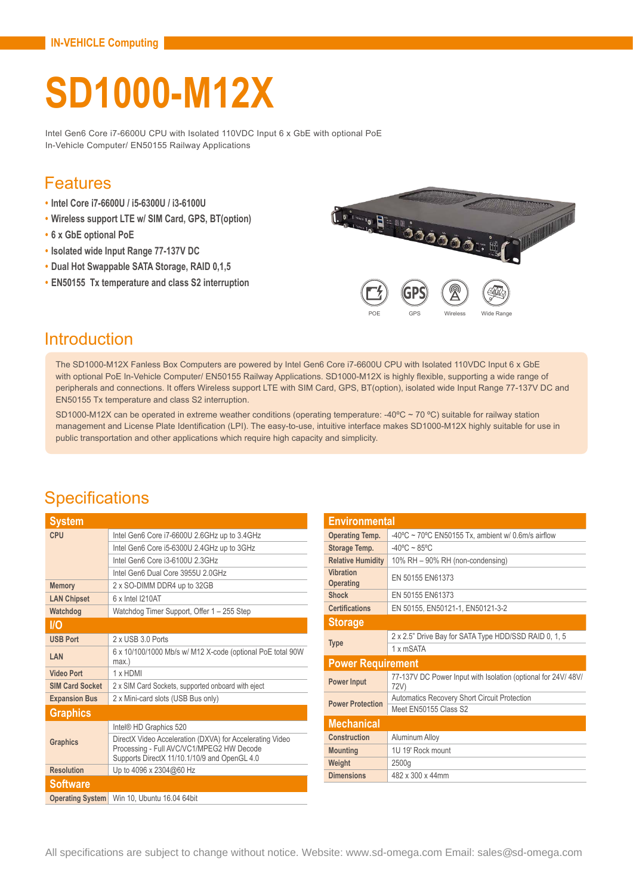IN-VEHICLE Computing

# SD1000-M12X

Intel Gen6 Core i7-6600U CPU with Isolated 110VDC Input 6 x GbE with optional PoE
In-Vehicle Computer/ EN50155 Railway Applications

## Features

- Intel Core i7-6600U / i5-6300U / i3-6100U
- Wireless support LTE w/ SIM Card, GPS, BT(option)
- 6 x GbE optional PoE
- Isolated wide Input Range 77-137V DC
- Dual Hot Swappable SATA Storage, RAID 0,1,5
- EN50155 Tx temperature and class S2 interruption

POE GPS Wireless Wide Range

## Introduction

The SD1000-M12X Fanless Box Computers are powered by Intel Gen6 Core i7-6600U CPU with Isolated 110VDC Input 6 x GbE with optional PoE In-Vehicle Computer/ EN50155 Railway Applications. SD1000-M12X is highly flexible, supporting a wide range of peripherals and connections. It offers Wireless support LTE with SIM Card, GPS, BT(option), isolated wide Input Range 77-137V DC and EN50155 Tx temperature and class S2 interruption.

SD1000-M12X can be operated in extreme weather conditions (operating temperature: -40ºC ~ 70 ºC) suitable for railway station management and License Plate Identification (LPI). The easy-to-use, intuitive interface makes SD1000-M12X highly suitable for use in public transportation and other applications which require high capacity and simplicity.

## Specifications

| System | |
|---|---|
| CPU | Intel Gen6 Core i7-6600U 2.6GHz up to 3.4GHz |
| | Intel Gen6 Core i5-6300U 2.4GHz up to 3GHz |
| | Intel Gen6 Core i3-6100U 2.3GHz |
| | Intel Gen6 Dual Core 3955U 2.0GHz |
| Memory | 2 x SO-DIMM DDR4 up to 32GB |
| LAN Chipset | 6 x Intel I210AT |
| Watchdog | Watchdog Timer Support, Offer 1 – 255 Step |
| **I/O** | |
| USB Port | 2 x USB 3.0 Ports |
| LAN | 6 x 10/100/1000 Mb/s w/ M12 X-code (optional PoE total 90W max.) |
| Video Port | 1 x HDMI |
| SIM Card Socket | 2 x SIM Card Sockets, supported onboard with eject |
| Expansion Bus | 2 x Mini-card slots (USB Bus only) |
| **Graphics** | |
| Graphics | Intel® HD Graphics 520 |
| | DirectX Video Acceleration (DXVA) for Accelerating Video Processing - Full AVC/VC1/MPEG2 HW Decode Supports DirectX 11/10.1/10/9 and OpenGL 4.0 |
| Resolution | Up to 4096 x 2304@60 Hz |
| **Software** | |
| Operating System | Win 10, Ubuntu 16.04 64bit |

| Environmental | |
|---|---|
| Operating Temp. | -40ºC ~ 70ºC EN50155 Tx, ambient w/ 0.6m/s airflow |
| Storage Temp. | -40ºC ~ 85ºC |
| Relative Humidity | 10% RH – 90% RH (non-condensing) |
| Vibration Operating | EN 50155 EN61373 |
| Shock | EN 50155 EN61373 |
| Certifications | EN 50155, EN50121-1, EN50121-3-2 |
| **Storage** | |
| Type | 2 x 2.5" Drive Bay for SATA Type HDD/SSD RAID 0, 1, 5 |
| | 1 x mSATA |
| **Power Requirement** | |
| Power Input | 77-137V DC Power Input with Isolation (optional for 24V/ 48V/ 72V) |
| Power Protection | Automatics Recovery Short Circuit Protection |
| | Meet EN50155 Class S2 |
| **Mechanical** | |
| Construction | Aluminum Alloy |
| Mounting | 1U 19' Rock mount |
| Weight | 2500g |
| Dimensions | 482 x 300 x 44mm |

All specifications are subject to change without notice. Website: www.sd-omega.com Email: sales@sd-omega.com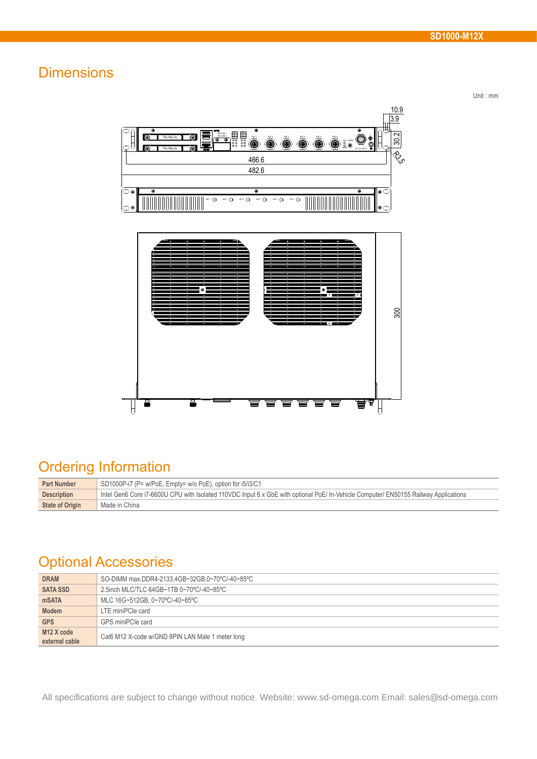## Dimensions

Unit : mm

10.9
3.9
30.2
R3.5
466.6
482.6
300

## Ordering Information

| | |
|---|---|
| **Part Number** | SD1000P-i7 (P= w/PoE, Empty= w/o PoE), option for i5/i3/C1 |
| **Description** | Intel Gen6 Core i7-6600U CPU with Isolated 110VDC Input 6 x GbE with optional PoE/ In-Vehicle Computer/ EN50155 Railway Applications |
| **State of Origin** | Made in China |

## Optional Accessories

| | |
|---|---|
| **DRAM** | SO-DIMM max.DDR4-2133,4GB~32GB,0~70ºC/-40~85ºC |
| **SATA SSD** | 2.5inch MLC/TLC 64GB~1TB 0~70ºC/-40~85ºC |
| **mSATA** | MLC 16G~512GB, 0~70ºC/-40~85ºC |
| **Modem** | LTE miniPCIe card |
| **GPS** | GPS miniPCIe card |
| **M12 X code external cable** | Cat6 M12 X-code w/GND 8PIN LAN Male 1 meter long |

All specifications are subject to change without notice. Website: www.sd-omega.com Email: sales@sd-omega.com